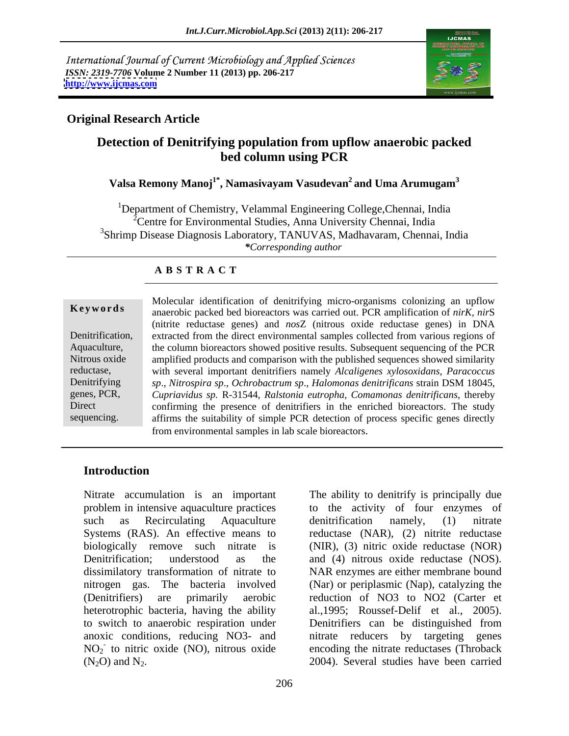International Journal of Current Microbiology and Applied Sciences
*ISSN: 2319-7706* **Volume 2 Number 11 (2013) pp. 206-217**
**http://www.ijcmas.com**

**Original Research Article**

# Detection of Denitrifying population from upflow anaerobic packed bed column using PCR

**Valsa Remony Manoj[1*], Namasivayam Vasudevan[2] and Uma Arumugam[3]**

[1]Department of Chemistry, Velammal Engineering College,Chennai, India
[2]Centre for Environmental Studies, Anna University Chennai, India
[3]Shrimp Disease Diagnosis Laboratory, TANUVAS, Madhavaram, Chennai, India
*\*Corresponding author*

**A B S T R A C T**

**Keywords**

Denitrification, Aquaculture, Nitrous oxide reductase, Denitrifying genes, PCR, Direct sequencing.

Molecular identification of denitrifying micro-organisms colonizing an upflow anaerobic packed bed bioreactors was carried out. PCR amplification of *nirK*, *nir*S (nitrite reductase genes) and *nos*Z (nitrous oxide reductase genes) in DNA extracted from the direct environmental samples collected from various regions of the column bioreactors showed positive results. Subsequent sequencing of the PCR amplified products and comparison with the published sequences showed similarity with several important denitrifiers namely *Alcaligenes xylosoxidans*, *Paracoccus sp*., *Nitrospira sp*., *Ochrobactrum sp*., *Halomonas denitrificans* strain DSM 18045, *Cupriavidus sp.* R-31544, *Ralstonia eutropha*, *Comamonas denitrificans*, thereby confirming the presence of denitrifiers in the enriched bioreactors. The study affirms the suitability of simple PCR detection of process specific genes directly from environmental samples in lab scale bioreactors.

## Introduction

Nitrate accumulation is an important problem in intensive aquaculture practices such as Recirculating Aquaculture Systems (RAS). An effective means to biologically remove such nitrate is Denitrification; understood as the dissimilatory transformation of nitrate to nitrogen gas. The bacteria involved (Denitrifiers) are primarily aerobic heterotrophic bacteria, having the ability to switch to anaerobic respiration under anoxic conditions, reducing NO3- and $NO_2^-$ to nitric oxide (NO), nitrous oxide ($N_2O$) and $N_2$.

The ability to denitrify is principally due to the activity of four enzymes of denitrification namely, (1) nitrate reductase (NAR), (2) nitrite reductase (NIR), (3) nitric oxide reductase (NOR) and (4) nitrous oxide reductase (NOS). NAR enzymes are either membrane bound (Nar) or periplasmic (Nap), catalyzing the reduction of NO3 to NO2 (Carter et al.,1995; Roussef-Delif et al., 2005). Denitrifiers can be distinguished from nitrate reducers by targeting genes encoding the nitrate reductases (Throback 2004). Several studies have been carried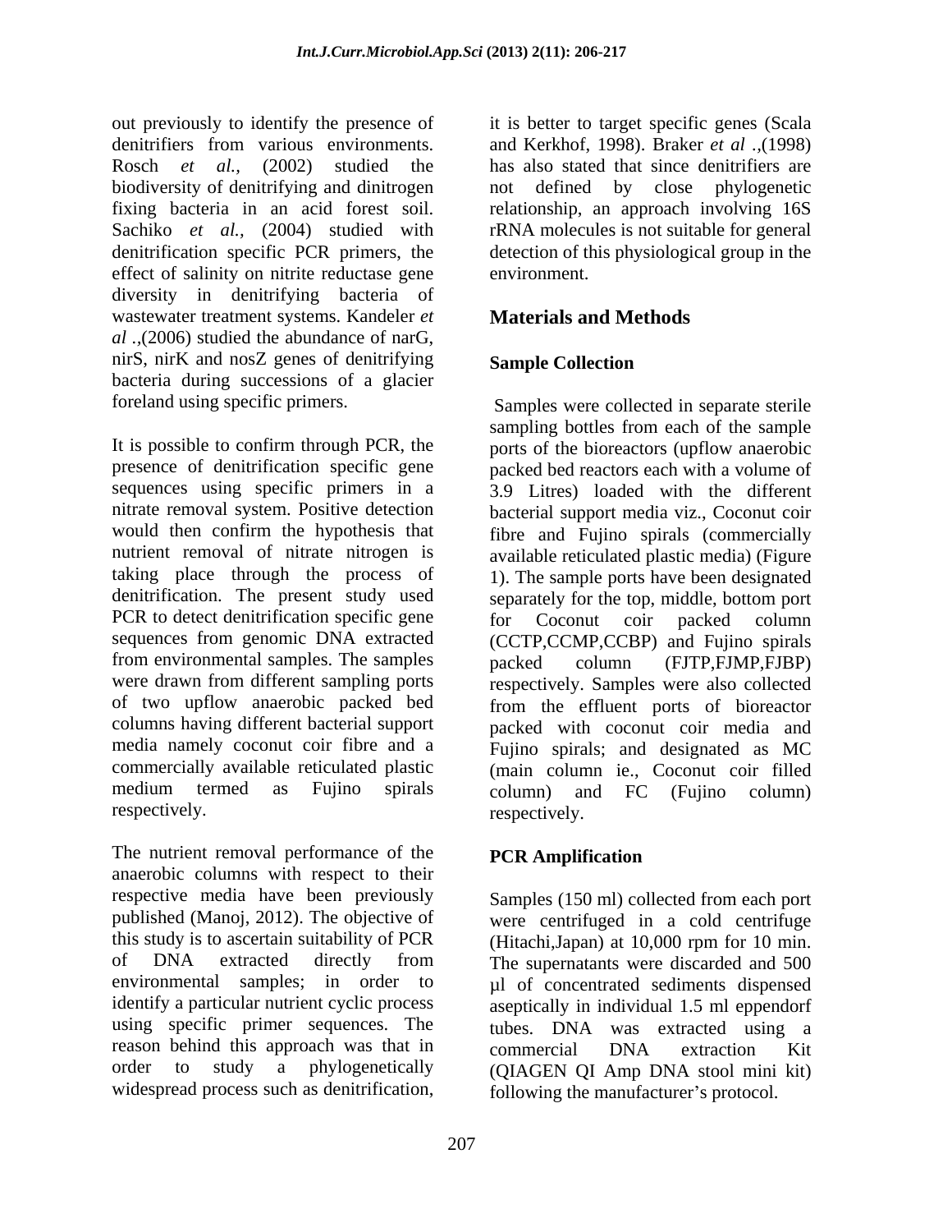out previously to identify the presence of denitrifiers from various environments. Rosch *et al.,* (2002) studied the biodiversity of denitrifying and dinitrogen fixing bacteria in an acid forest soil. Sachiko *et al.,* (2004) studied with denitrification specific PCR primers, the effect of salinity on nitrite reductase gene diversity in denitrifying bacteria of wastewater treatment systems. Kandeler *et al* .,(2006) studied the abundance of narG, nirS, nirK and nosZ genes of denitrifying bacteria during successions of a glacier foreland using specific primers.

It is possible to confirm through PCR, the presence of denitrification specific gene sequences using specific primers in a nitrate removal system. Positive detection would then confirm the hypothesis that nutrient removal of nitrate nitrogen is taking place through the process of denitrification. The present study used PCR to detect denitrification specific gene sequences from genomic DNA extracted from environmental samples. The samples were drawn from different sampling ports of two upflow anaerobic packed bed columns having different bacterial support media namely coconut coir fibre and a commercially available reticulated plastic medium termed as Fujino spirals respectively.

The nutrient removal performance of the anaerobic columns with respect to their respective media have been previously published (Manoj, 2012). The objective of this study is to ascertain suitability of PCR of DNA extracted directly from environmental samples; in order to identify a particular nutrient cyclic process using specific primer sequences. The reason behind this approach was that in order to study a phylogenetically widespread process such as denitrification, it is better to target specific genes (Scala and Kerkhof, 1998). Braker *et al* .,(1998) has also stated that since denitrifiers are not defined by close phylogenetic relationship, an approach involving 16S rRNA molecules is not suitable for general detection of this physiological group in the environment.

## Materials and Methods

### Sample Collection

Samples were collected in separate sterile sampling bottles from each of the sample ports of the bioreactors (upflow anaerobic packed bed reactors each with a volume of 3.9 Litres) loaded with the different bacterial support media viz., Coconut coir fibre and Fujino spirals (commercially available reticulated plastic media) (Figure 1). The sample ports have been designated separately for the top, middle, bottom port for Coconut coir packed column (CCTP,CCMP,CCBP) and Fujino spirals packed column (FJTP,FJMP,FJBP) respectively. Samples were also collected from the effluent ports of bioreactor packed with coconut coir media and Fujino spirals; and designated as MC (main column ie., Coconut coir filled column) and FC (Fujino column) respectively.

### PCR Amplification

Samples (150 ml) collected from each port were centrifuged in a cold centrifuge (Hitachi,Japan) at 10,000 rpm for 10 min. The supernatants were discarded and 500 µl of concentrated sediments dispensed aseptically in individual 1.5 ml eppendorf tubes. DNA was extracted using a commercial DNA extraction Kit (QIAGEN QI Amp DNA stool mini kit) following the manufacturer's protocol.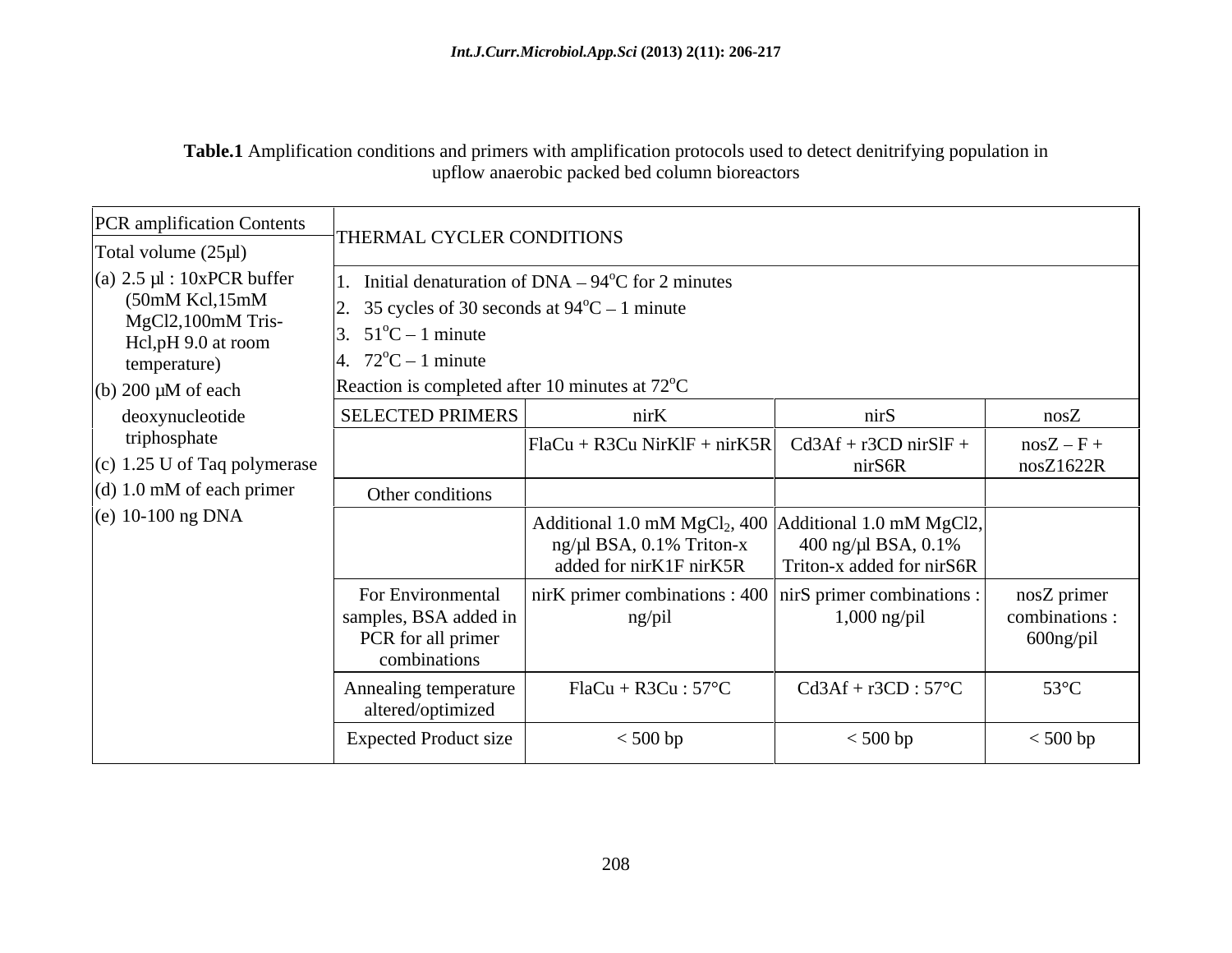**Table.1** Amplification conditions and primers with amplification protocols used to detect denitrifying population in upflow anaerobic packed bed column bioreactors

| PCR amplification Contents | THERMAL CYCLER CONDITIONS | | | |
|---|---|---|---|---|
| Total volume (25µl) | | | | |
| (a) 2.5 µl : 10xPCR buffer (50mM Kcl,15mM MgCl2,100mM Tris-Hcl,pH 9.0 at room temperature)<br>(b) 200 µM of each deoxynucleotide triphosphate<br>(c) 1.25 U of Taq polymerase<br>(d) 1.0 mM of each primer<br>(e) 10-100 ng DNA | 1. Initial denaturation of DNA – 94°C for 2 minutes<br>2. 35 cycles of 30 seconds at 94°C – 1 minute<br>3. 51°C – 1 minute<br>4. 72°C – 1 minute<br>Reaction is completed after 10 minutes at 72°C | | | |
| | SELECTED PRIMERS | nirK | nirS | nosZ |
| | | FlaCu + R3Cu NirKlF + nirK5R | Cd3Af + r3CD nirSlF + nirS6R | nosZ – F + nosZ1622R |
| | Other conditions | | | |
| | | Additional 1.0 mM $MgCl_2$, 400 ng/µl BSA, 0.1% Triton-x added for nirK1F nirK5R | Additional 1.0 mM MgCl2, 400 ng/µl BSA, 0.1% Triton-x added for nirS6R | |
| | For Environmental samples, BSA added in PCR for all primer combinations | nirK primer combinations : 400 ng/pil | nirS primer combinations : 1,000 ng/pil | nosZ primer combinations : 600ng/pil |
| | Annealing temperature altered/optimized | FlaCu + R3Cu : 57°C | Cd3Af + r3CD : 57°C | 53°C |
| | Expected Product size | < 500 bp | < 500 bp | < 500 bp |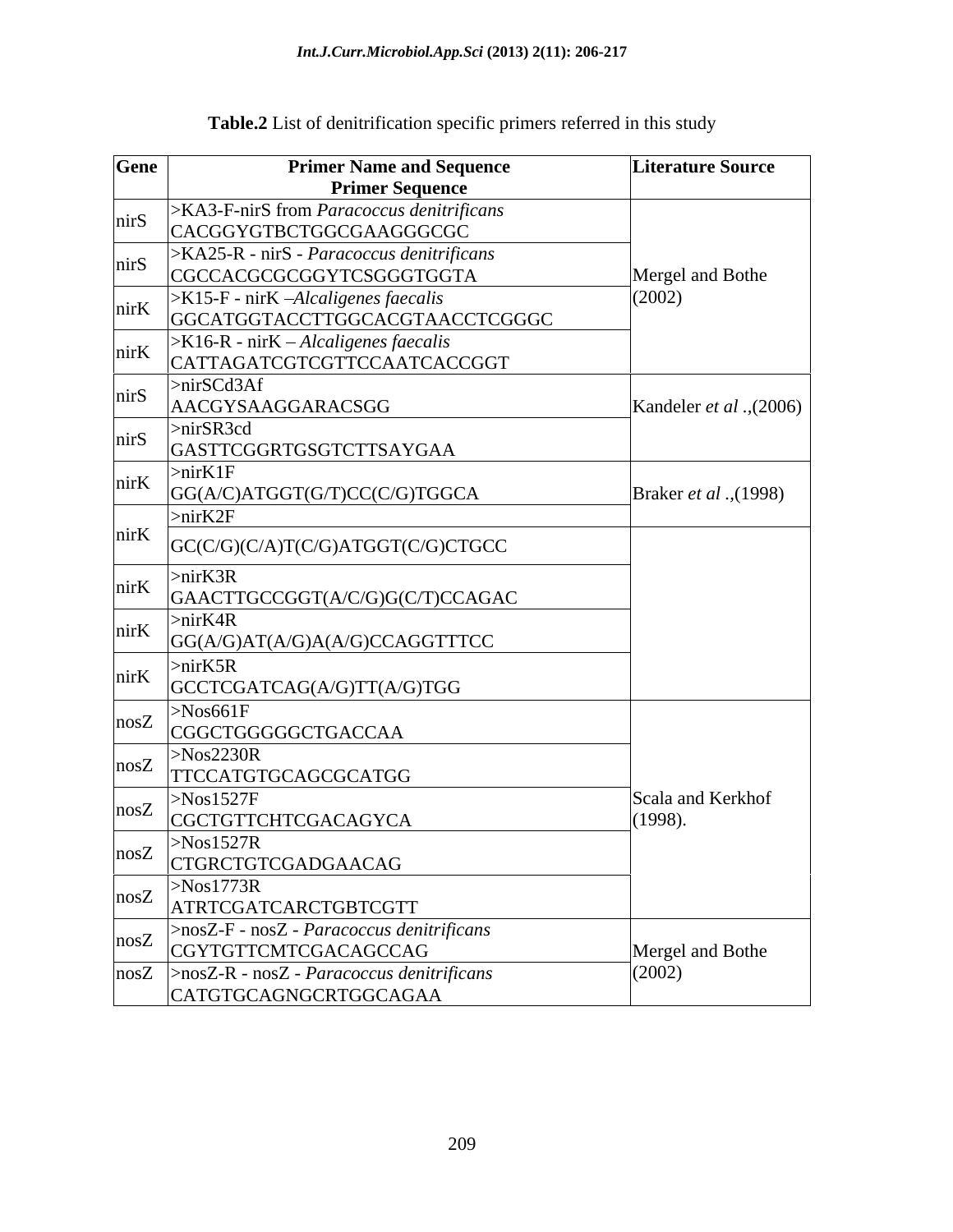**Table.2** List of denitrification specific primers referred in this study

| Gene | Primer Name and Sequence<br>Primer Sequence | Literature Source |
|---|---|---|
| nirS | >KA3-F-nirS from *Paracoccus denitrificans*<br>CACGGYGTBCTGGCGAAGGGCGC | Mergel and Bothe (2002) |
| nirS | >KA25-R - nirS - *Paracoccus denitrificans*<br>CGCCACGCGCGGYTCSGGGTGGTA | |
| nirK | >K15-F - nirK –*Alcaligenes faecalis*<br>GGCATGGTACCTTGGCACGTAACCTCGGGC | |
| nirK | >K16-R - nirK – *Alcaligenes faecalis*<br>CATTAGATCGTCGTTCCAATCACCGGT | |
| nirS | >nirSCd3Af<br>AACGYSAAGGARACSGG | Kandeler *et al* .,(2006) |
| nirS | >nirSR3cd<br>GASTTCGGRTGSGTCTTSAYGAA | |
| nirK | >nirK1F<br>GG(A/C)ATGGT(G/T)CC(C/G)TGGCA | Braker *et al* .,(1998) |
| nirK | >nirK2F<br>GC(C/G)(C/A)T(C/G)ATGGT(C/G)CTGCC | |
| nirK | >nirK3R<br>GAACTTGCCGGT(A/C/G)G(C/T)CCAGAC | |
| nirK | >nirK4R<br>GG(A/G)AT(A/G)A(A/G)CCAGGTTTCC | |
| nirK | >nirK5R<br>GCCTCGATCAG(A/G)TT(A/G)TGG | |
| nosZ | >Nos661F<br>CGGCTGGGGGCTGACCAA | Scala and Kerkhof (1998). |
| nosZ | >Nos2230R<br>TTCCATGTGCAGCGCATGG | |
| nosZ | >Nos1527F<br>CGCTGTTCHTCGACAGYCA | |
| nosZ | >Nos1527R<br>CTGRCTGTCGADGAACAG | |
| nosZ | >Nos1773R<br>ATRTCGATCARCTGBTCGTT | |
| nosZ | >nosZ-F - nosZ - *Paracoccus denitrificans*<br>CGYTGTTCMTCGACAGCCAG | Mergel and Bothe (2002) |
| nosZ | >nosZ-R - nosZ - *Paracoccus denitrificans*<br>CATGTGCAGNGCRTGGCAGAA | |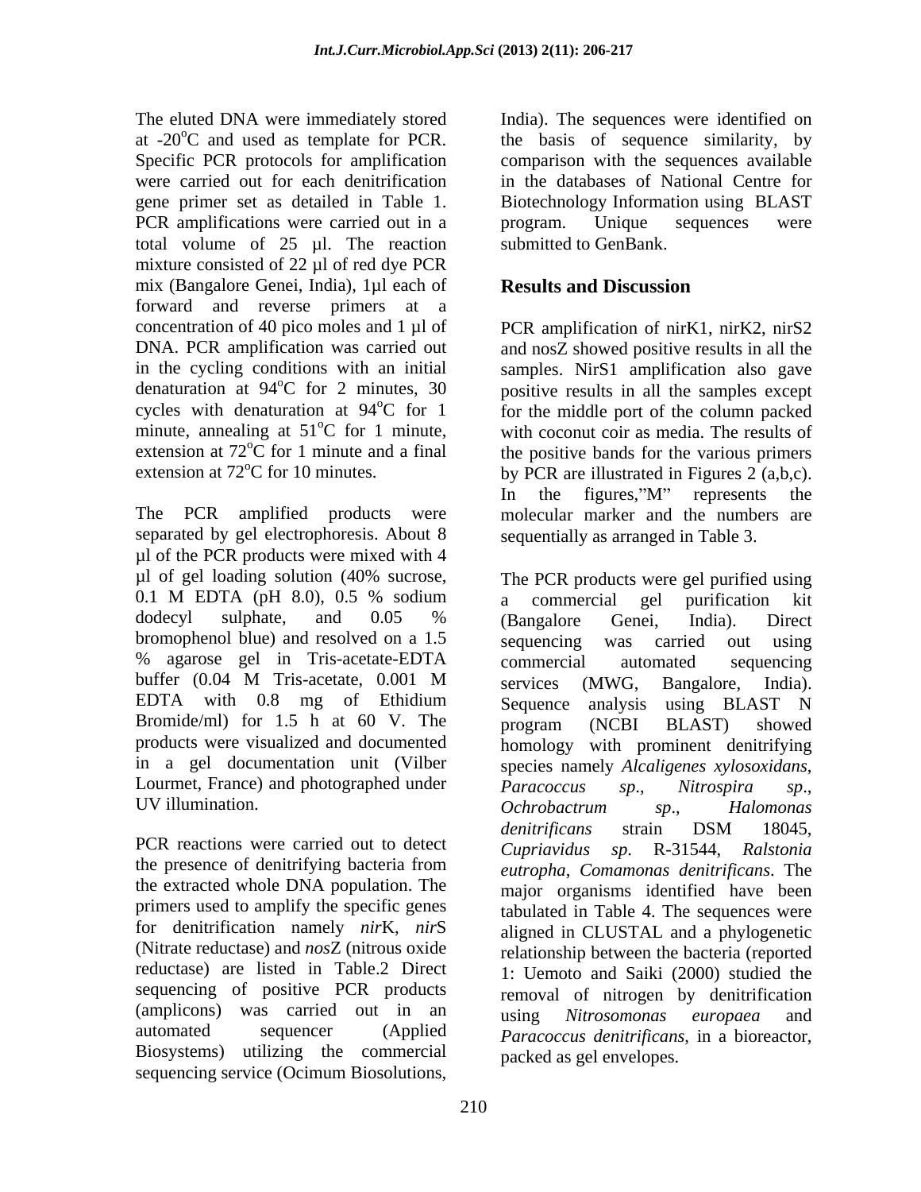The eluted DNA were immediately stored at -20°C and used as template for PCR. Specific PCR protocols for amplification were carried out for each denitrification gene primer set as detailed in Table 1. PCR amplifications were carried out in a total volume of 25 µl. The reaction mixture consisted of 22 µl of red dye PCR mix (Bangalore Genei, India), 1µl each of forward and reverse primers at a concentration of 40 pico moles and 1 µl of DNA. PCR amplification was carried out in the cycling conditions with an initial denaturation at 94°C for 2 minutes, 30 cycles with denaturation at 94°C for 1 minute, annealing at 51°C for 1 minute, extension at 72°C for 1 minute and a final extension at 72°C for 10 minutes.

The PCR amplified products were separated by gel electrophoresis. About 8 µl of the PCR products were mixed with 4 µl of gel loading solution (40% sucrose, 0.1 M EDTA (pH 8.0), 0.5 % sodium dodecyl sulphate, and 0.05 % bromophenol blue) and resolved on a 1.5 % agarose gel in Tris-acetate-EDTA buffer (0.04 M Tris-acetate, 0.001 M EDTA with 0.8 mg of Ethidium Bromide/ml) for 1.5 h at 60 V. The products were visualized and documented in a gel documentation unit (Vilber Lourmet, France) and photographed under UV illumination.

PCR reactions were carried out to detect the presence of denitrifying bacteria from the extracted whole DNA population. The primers used to amplify the specific genes for denitrification namely *nir*K, *nir*S (Nitrate reductase) and *nos*Z (nitrous oxide reductase) are listed in Table.2 Direct sequencing of positive PCR products (amplicons) was carried out in an automated sequencer (Applied Biosystems) utilizing the commercial sequencing service (Ocimum Biosolutions, India). The sequences were identified on the basis of sequence similarity, by comparison with the sequences available in the databases of National Centre for Biotechnology Information using BLAST program. Unique sequences were submitted to GenBank.

## Results and Discussion

PCR amplification of nirK1, nirK2, nirS2 and nosZ showed positive results in all the samples. NirS1 amplification also gave positive results in all the samples except for the middle port of the column packed with coconut coir as media. The results of the positive bands for the various primers by PCR are illustrated in Figures 2 (a,b,c). In the figures,"M" represents the molecular marker and the numbers are sequentially as arranged in Table 3.

The PCR products were gel purified using a commercial gel purification kit (Bangalore Genei, India). Direct sequencing was carried out using commercial automated sequencing services (MWG, Bangalore, India). Sequence analysis using BLAST N program (NCBI BLAST) showed homology with prominent denitrifying species namely *Alcaligenes xylosoxidans*, *Paracoccus sp*., *Nitrospira sp*., *Ochrobactrum sp*., *Halomonas denitrificans* strain DSM 18045, *Cupriavidus sp*. R-31544, *Ralstonia eutropha*, *Comamonas denitrificans*. The major organisms identified have been tabulated in Table 4. The sequences were aligned in CLUSTAL and a phylogenetic relationship between the bacteria (reported 1: Uemoto and Saiki (2000) studied the removal of nitrogen by denitrification using *Nitrosomonas europaea* and *Paracoccus denitrificans*, in a bioreactor, packed as gel envelopes.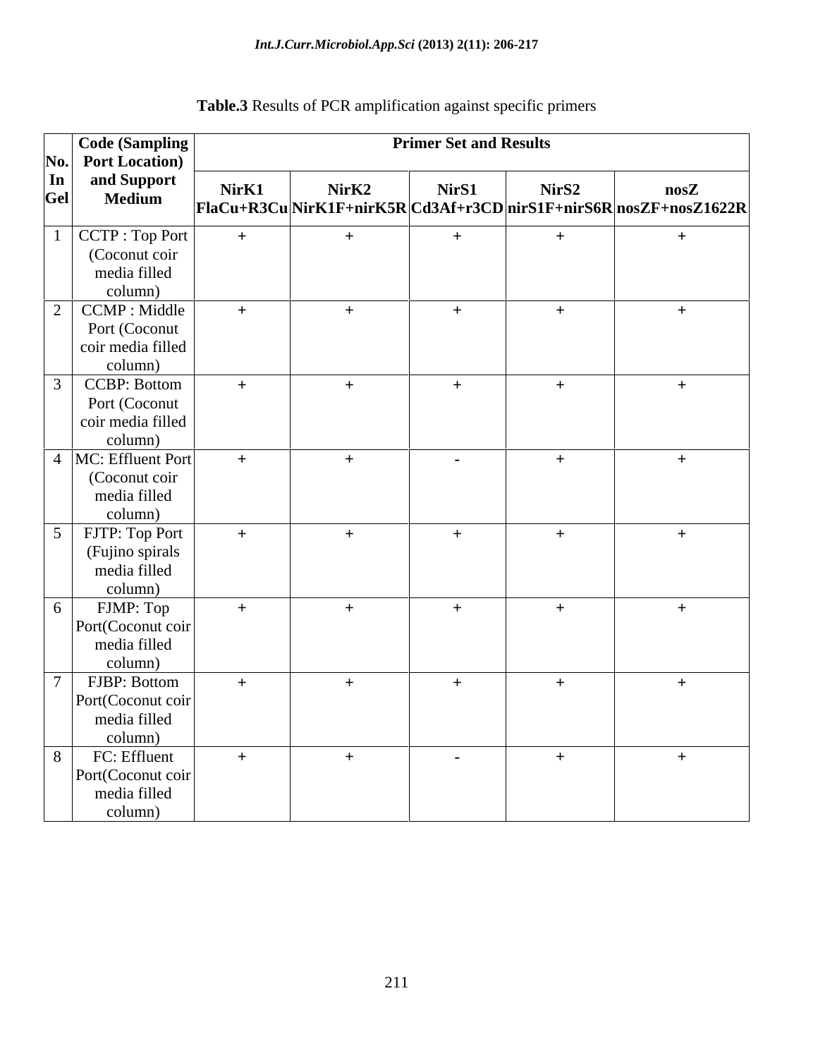**Table.3** Results of PCR amplification against specific primers

| No. In Gel | Code (Sampling Port Location) and Support Medium | Primer Set and Results | | | | |
|---|---|---|---|---|---|---|
| | | **NirK1 FlaCu+R3Cu** | **NirK2 NirK1F+nirK5R** | **NirS1 Cd3Af+r3CD** | **NirS2 nirS1F+nirS6R** | **nosZ nosZF+nosZ1622R** |
| 1 | CCTP : Top Port (Coconut coir media filled column) | + | + | + | + | + |
| 2 | CCMP : Middle Port (Coconut coir media filled column) | + | + | + | + | + |
| 3 | CCBP: Bottom Port (Coconut coir media filled column) | + | + | + | + | + |
| 4 | MC: Effluent Port (Coconut coir media filled column) | + | + | - | + | + |
| 5 | FJTP: Top Port (Fujino spirals media filled column) | + | + | + | + | + |
| 6 | FJMP: Top Port(Coconut coir media filled column) | + | + | + | + | + |
| 7 | FJBP: Bottom Port(Coconut coir media filled column) | + | + | + | + | + |
| 8 | FC: Effluent Port(Coconut coir media filled column) | + | + | - | + | + |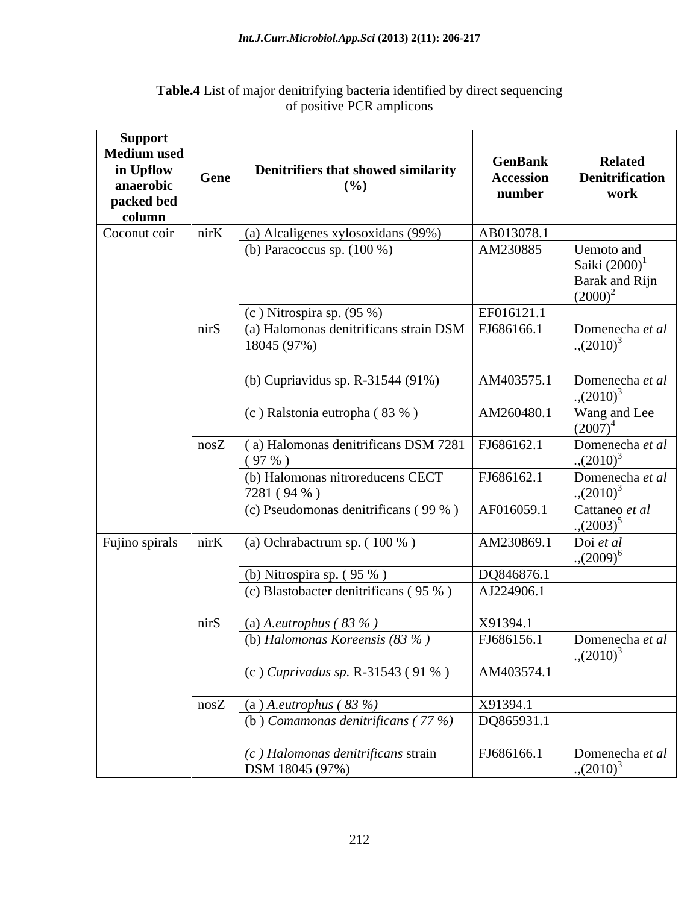**Table.4** List of major denitrifying bacteria identified by direct sequencing of positive PCR amplicons

| Support Medium used in Upflow anaerobic packed bed column | Gene | Denitrifiers that showed similarity (%) | GenBank Accession number | Related Denitrification work |
|---|---|---|---|---|
| Coconut coir | nirK | (a) Alcaligenes xylosoxidans (99%) | AB013078.1 | |
| | | (b) Paracoccus sp. (100 %) | AM230885 | Uemoto and Saiki (2000)[1] Barak and Rijn (2000)[2] |
| | | (c ) Nitrospira sp. (95 %) | EF016121.1 | |
| | nirS | (a) Halomonas denitrificans strain DSM 18045 (97%) | FJ686166.1 | Domenecha *et al* .,(2010)[3] |
| | | (b) Cupriavidus sp. R-31544 (91%) | AM403575.1 | Domenecha *et al* .,(2010)[3] |
| | | (c ) Ralstonia eutropha ( 83 % ) | AM260480.1 | Wang and Lee (2007)[4] |
| | nosZ | ( a) Halomonas denitrificans DSM 7281 ( 97 % ) | FJ686162.1 | Domenecha *et al* .,(2010)[3] |
| | | (b) Halomonas nitroreducens CECT 7281 ( 94 % ) | FJ686162.1 | Domenecha *et al* .,(2010)[3] |
| | | (c) Pseudomonas denitrificans ( 99 % ) | AF016059.1 | Cattaneo *et al* .,(2003)[5] |
| Fujino spirals | nirK | (a) Ochrabactrum sp. ( 100 % ) | AM230869.1 | Doi *et al* .,(2009)[6] |
| | | (b) Nitrospira sp. ( 95 % ) | DQ846876.1 | |
| | | (c) Blastobacter denitrificans ( 95 % ) | AJ224906.1 | |
| | nirS | (a) *A.eutrophus ( 83 % )* | X91394.1 | |
| | | (b) *Halomonas Koreensis (83 % )* | FJ686156.1 | Domenecha *et al* .,(2010)[3] |
| | | (c ) *Cuprivadus sp.* R-31543 ( 91 % ) | AM403574.1 | |
| | nosZ | (a ) *A.eutrophus ( 83 %)* | X91394.1 | |
| | | (b ) *Comamonas denitrificans ( 77 %)* | DQ865931.1 | |
| | | *(c ) Halomonas denitrificans* strain DSM 18045 (97%) | FJ686166.1 | Domenecha *et al* .,(2010)[3] |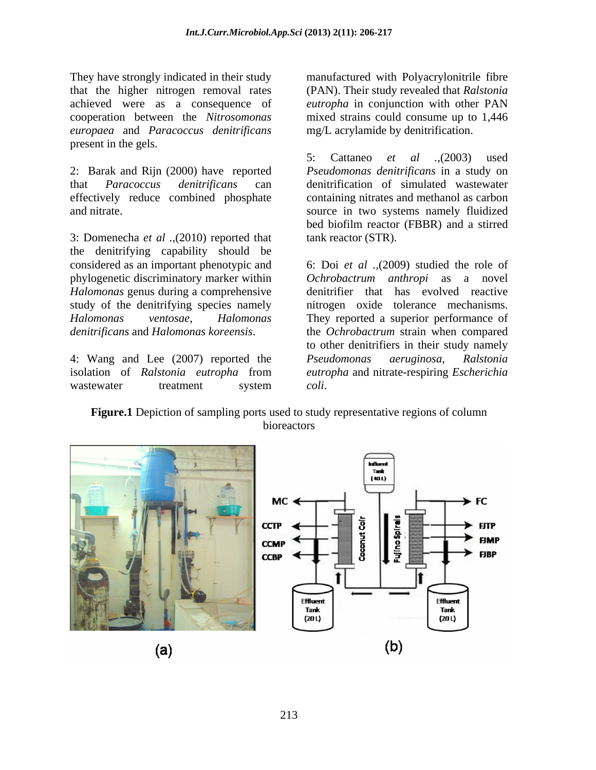They have strongly indicated in their study that the higher nitrogen removal rates achieved were as a consequence of cooperation between the *Nitrosomonas europaea* and *Paracoccus denitrificans* present in the gels.

2: Barak and Rijn (2000) have reported that *Paracoccus denitrificans* can effectively reduce combined phosphate and nitrate.

3: Domenecha *et al* .,(2010) reported that the denitrifying capability should be considered as an important phenotypic and phylogenetic discriminatory marker within *Halomonas* genus during a comprehensive study of the denitrifying species namely *Halomonas ventosae*, *Halomonas denitrificans* and *Halomonas koreensis*.

4: Wang and Lee (2007) reported the isolation of *Ralstonia eutropha* from wastewater treatment system manufactured with Polyacrylonitrile fibre (PAN). Their study revealed that *Ralstonia eutropha* in conjunction with other PAN mixed strains could consume up to 1,446 mg/L acrylamide by denitrification.

5: Cattaneo *et al* .,(2003) used *Pseudomonas denitrificans* in a study on denitrification of simulated wastewater containing nitrates and methanol as carbon source in two systems namely fluidized bed biofilm reactor (FBBR) and a stirred tank reactor (STR).

6: Doi *et al* .,(2009) studied the role of *Ochrobactrum anthropi* as a novel denitrifier that has evolved reactive nitrogen oxide tolerance mechanisms. They reported a superior performance of the *Ochrobactrum* strain when compared to other denitrifiers in their study namely *Pseudomonas aeruginosa*, *Ralstonia eutropha* and nitrate-respiring *Escherichia coli*.

**Figure.1** Depiction of sampling ports used to study representative regions of column bioreactors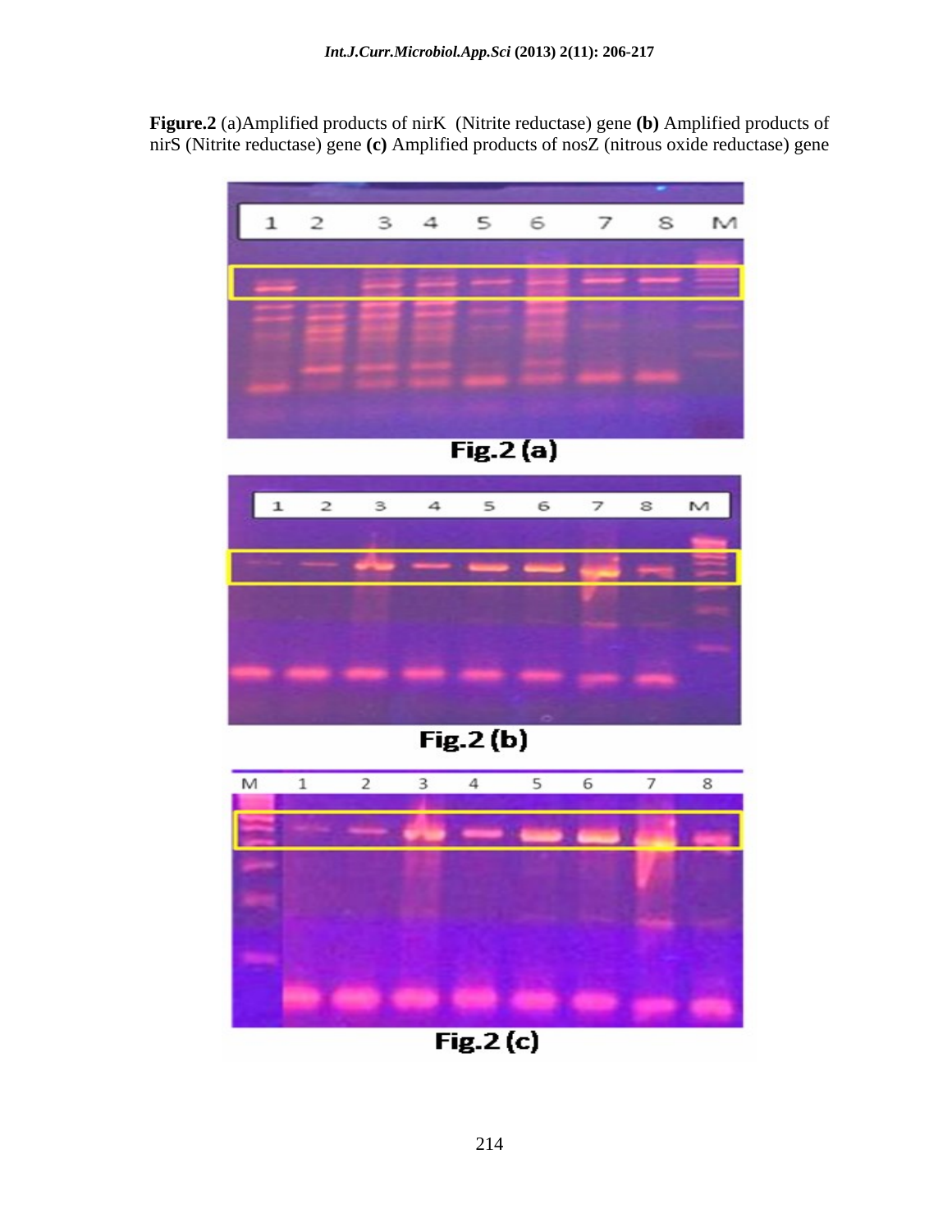**Figure.2** (a)Amplified products of nirK (Nitrite reductase) gene **(b)** Amplified products of nirS (Nitrite reductase) gene **(c)** Amplified products of nosZ (nitrous oxide reductase) gene

Fig.2 (a)

Fig.2 (b)

Fig.2 (c)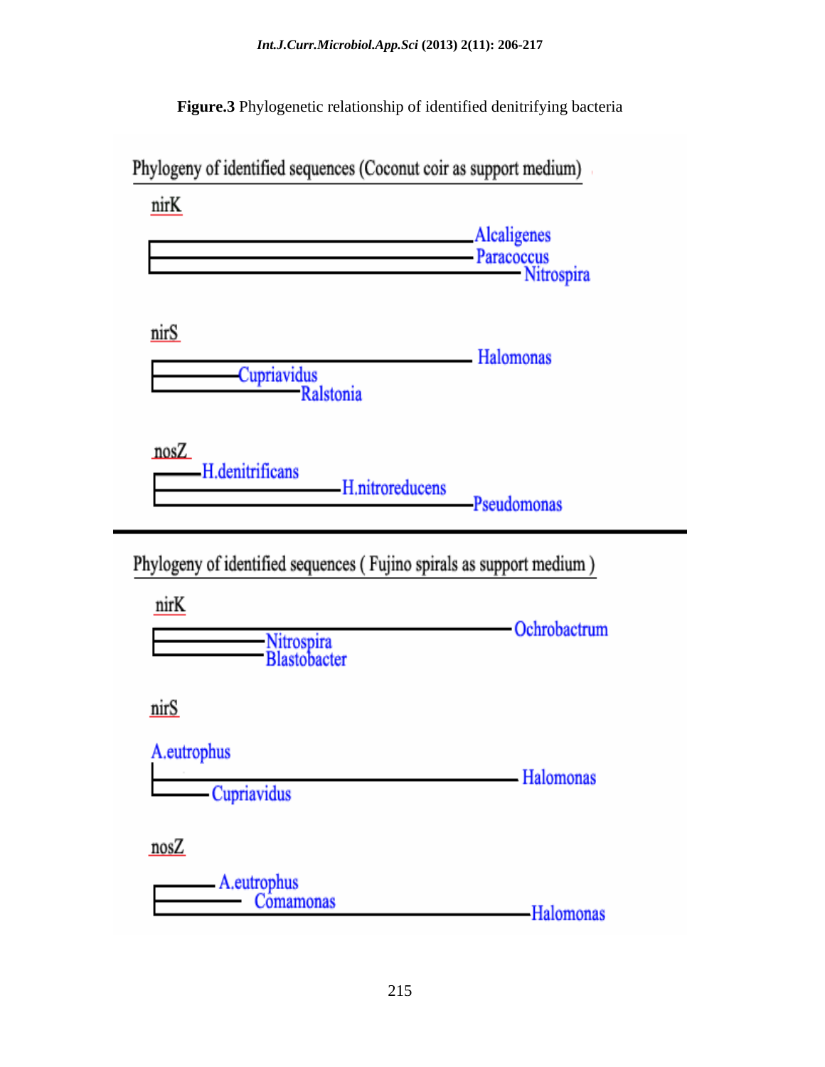**Figure.3** Phylogenetic relationship of identified denitrifying bacteria

Phylogeny of identified sequences (Coconut coir as support medium)

nirK

Alcaligenes
Paracoccus
Nitrospira

nirS

Halomonas
Cupriavidus
Ralstonia

nosZ

H.denitrificans
H.nitroreducens
Pseudomonas

Phylogeny of identified sequences ( Fujino spirals as support medium )

nirK

Ochrobactrum
Nitrospira
Blastobacter

nirS

A.eutrophus
Halomonas
Cupriavidus

nosZ

A.eutrophus
Comamonas
Halomonas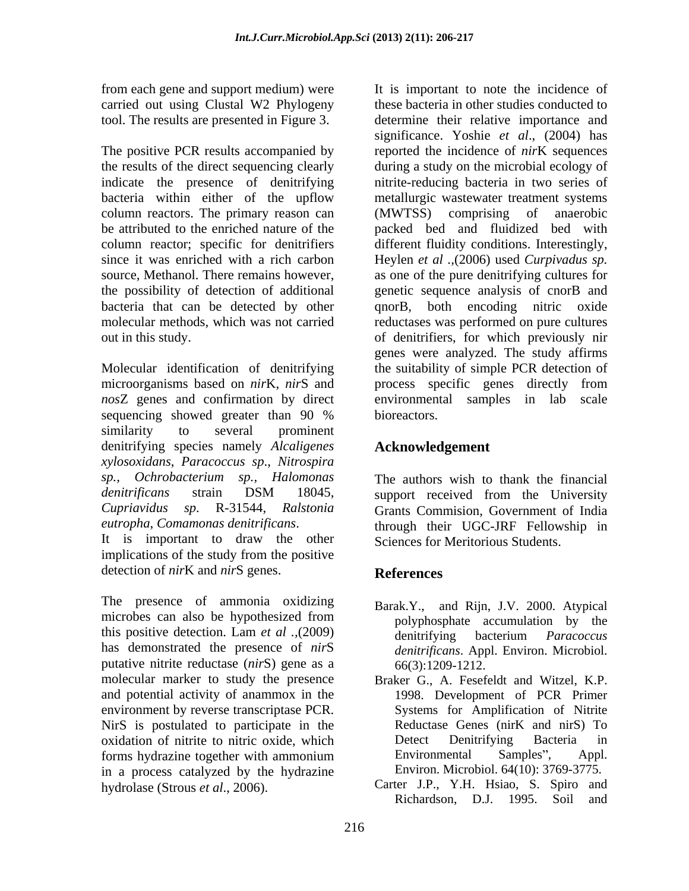from each gene and support medium) were carried out using Clustal W2 Phylogeny tool. The results are presented in Figure 3.

The positive PCR results accompanied by the results of the direct sequencing clearly indicate the presence of denitrifying bacteria within either of the upflow column reactors. The primary reason can be attributed to the enriched nature of the column reactor; specific for denitrifiers since it was enriched with a rich carbon source, Methanol. There remains however, the possibility of detection of additional bacteria that can be detected by other molecular methods, which was not carried out in this study.

Molecular identification of denitrifying microorganisms based on *nir*K, *nir*S and *nos*Z genes and confirmation by direct sequencing showed greater than 90 % similarity to several prominent denitrifying species namely *Alcaligenes xylosoxidans*, *Paracoccus sp*., *Nitrospira sp.*, *Ochrobactrum sp.*, *Halomonas denitrificans* strain DSM 18045, *Cupriavidus sp*. R-31544, *Ralstonia eutropha*, *Comamonas denitrificans*.
It is important to draw the other implications of the study from the positive detection of *nir*K and *nir*S genes.

The presence of ammonia oxidizing microbes can also be hypothesized from this positive detection. Lam *et al* .,(2009) has demonstrated the presence of *nir*S putative nitrite reductase (*nir*S) gene as a molecular marker to study the presence and potential activity of anammox in the environment by reverse transcriptase PCR. NirS is postulated to participate in the oxidation of nitrite to nitric oxide, which forms hydrazine together with ammonium in a process catalyzed by the hydrazine hydrolase (Strous *et al*., 2006).

It is important to note the incidence of these bacteria in other studies conducted to determine their relative importance and significance. Yoshie *et al*., (2004) has reported the incidence of *nir*K sequences during a study on the microbial ecology of nitrite-reducing bacteria in two series of metallurgic wastewater treatment systems (MWTSS) comprising of anaerobic packed bed and fluidized bed with different fluidity conditions. Interestingly, Heylen *et al* .,(2006) used *Curpivadus sp.* as one of the pure denitrifying cultures for genetic sequence analysis of cnorB and qnorB, both encoding nitric oxide reductases was performed on pure cultures of denitrifiers, for which previously nir genes were analyzed. The study affirms the suitability of simple PCR detection of process specific genes directly from environmental samples in lab scale bioreactors.

## Acknowledgement

The authors wish to thank the financial support received from the University Grants Commision, Government of India through their UGC-JRF Fellowship in Sciences for Meritorious Students.

## References

Barak.Y., and Rijn, J.V. 2000. Atypical polyphosphate accumulation by the denitrifying bacterium *Paracoccus denitrificans*. Appl. Environ. Microbiol. 66(3):1209-1212.

Braker G., A. Fesefeldt and Witzel, K.P. 1998. Development of PCR Primer Systems for Amplification of Nitrite Reductase Genes (nirK and nirS) To Detect Denitrifying Bacteria in Environmental Samples", Appl. Environ. Microbiol. 64(10): 3769-3775.

Carter J.P., Y.H. Hsiao, S. Spiro and Richardson, D.J. 1995. Soil and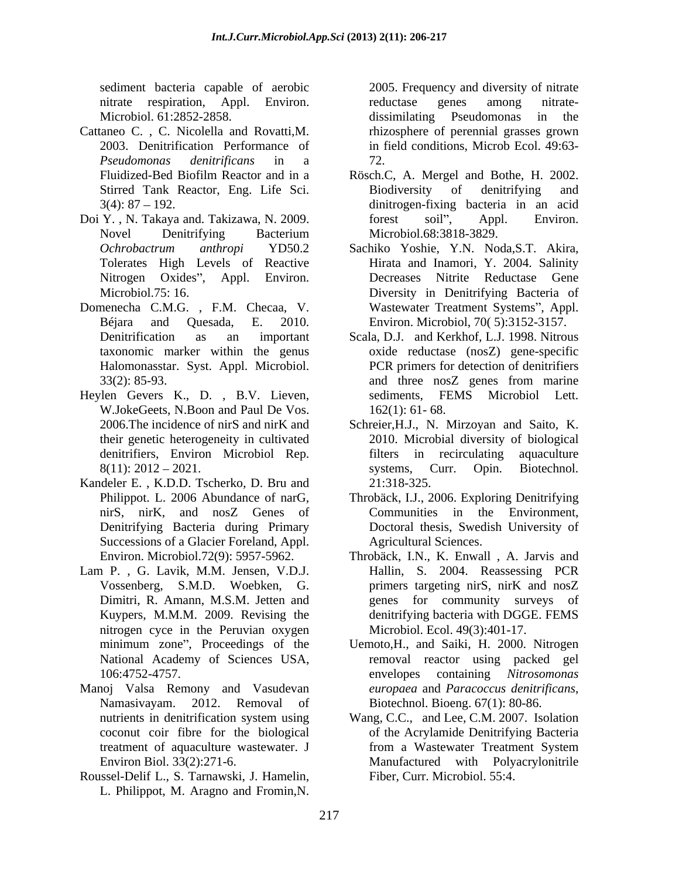sediment bacteria capable of aerobic nitrate respiration, Appl. Environ. Microbiol. 61:2852-2858.

Cattaneo C. , C. Nicolella and Rovatti,M. 2003. Denitrification Performance of *Pseudomonas denitrificans* in a Fluidized-Bed Biofilm Reactor and in a Stirred Tank Reactor, Eng. Life Sci. 3(4): 87 – 192.

Doi Y. , N. Takaya and. Takizawa, N. 2009. Novel Denitrifying Bacterium *Ochrobactrum anthropi* YD50.2 Tolerates High Levels of Reactive Nitrogen Oxides", Appl. Environ. Microbiol.75: 16.

Domenecha C.M.G. , F.M. Checaa, V. Béjara and Quesada, E. 2010. Denitrification as an important taxonomic marker within the genus Halomonasstar. Syst. Appl. Microbiol. 33(2): 85-93.

Heylen Gevers K., D. , B.V. Lieven, W.JokeGeets, N.Boon and Paul De Vos. 2006.The incidence of nirS and nirK and their genetic heterogeneity in cultivated denitrifiers, Environ Microbiol Rep. 8(11): 2012 – 2021.

Kandeler E. , K.D.D. Tscherko, D. Bru and Philippot. L. 2006 Abundance of narG, nirS, nirK, and nosZ Genes of Denitrifying Bacteria during Primary Successions of a Glacier Foreland, Appl. Environ. Microbiol.72(9): 5957-5962.

Lam P. , G. Lavik, M.M. Jensen, V.D.J. Vossenberg, S.M.D. Woebken, G. Dimitri, R. Amann, M.S.M. Jetten and Kuypers, M.M.M. 2009. Revising the nitrogen cyce in the Peruvian oxygen minimum zone", Proceedings of the National Academy of Sciences USA, 106:4752-4757.

Manoj Valsa Remony and Vasudevan Namasivayam. 2012. Removal of nutrients in denitrification system using coconut coir fibre for the biological treatment of aquaculture wastewater. J Environ Biol. 33(2):271-6.

Roussel-Delif L., S. Tarnawski, J. Hamelin, L. Philippot, M. Aragno and Fromin,N. 2005. Frequency and diversity of nitrate reductase genes among nitrate-dissimilating Pseudomonas in the rhizosphere of perennial grasses grown in field conditions, Microb Ecol. 49:63-72.

Rösch.C, A. Mergel and Bothe, H. 2002. Biodiversity of denitrifying and dinitrogen-fixing bacteria in an acid forest soil", Appl. Environ. Microbiol.68:3818-3829.

Sachiko Yoshie, Y.N. Noda,S.T. Akira, Hirata and Inamori, Y. 2004. Salinity Decreases Nitrite Reductase Gene Diversity in Denitrifying Bacteria of Wastewater Treatment Systems", Appl. Environ. Microbiol, 70( 5):3152-3157.

Scala, D.J. and Kerkhof, L.J. 1998. Nitrous oxide reductase (nosZ) gene-specific PCR primers for detection of denitrifiers and three nosZ genes from marine sediments, FEMS Microbiol Lett. 162(1): 61- 68.

Schreier,H.J., N. Mirzoyan and Saito, K. 2010. Microbial diversity of biological filters in recirculating aquaculture systems, Curr. Opin. Biotechnol. 21:318-325.

Throbäck, I.J., 2006. Exploring Denitrifying Communities in the Environment, Doctoral thesis, Swedish University of Agricultural Sciences.

Throbäck, I.N., K. Enwall , A. Jarvis and Hallin, S. 2004. Reassessing PCR primers targeting nirS, nirK and nosZ genes for community surveys of denitrifying bacteria with DGGE. FEMS Microbiol. Ecol. 49(3):401-17.

Uemoto,H., and Saiki, H. 2000. Nitrogen removal reactor using packed gel envelopes containing *Nitrosomonas europaea* and *Paracoccus denitrificans*, Biotechnol. Bioeng. 67(1): 80-86.

Wang, C.C., and Lee, C.M. 2007. Isolation of the Acrylamide Denitrifying Bacteria from a Wastewater Treatment System Manufactured with Polyacrylonitrile Fiber, Curr. Microbiol. 55:4.